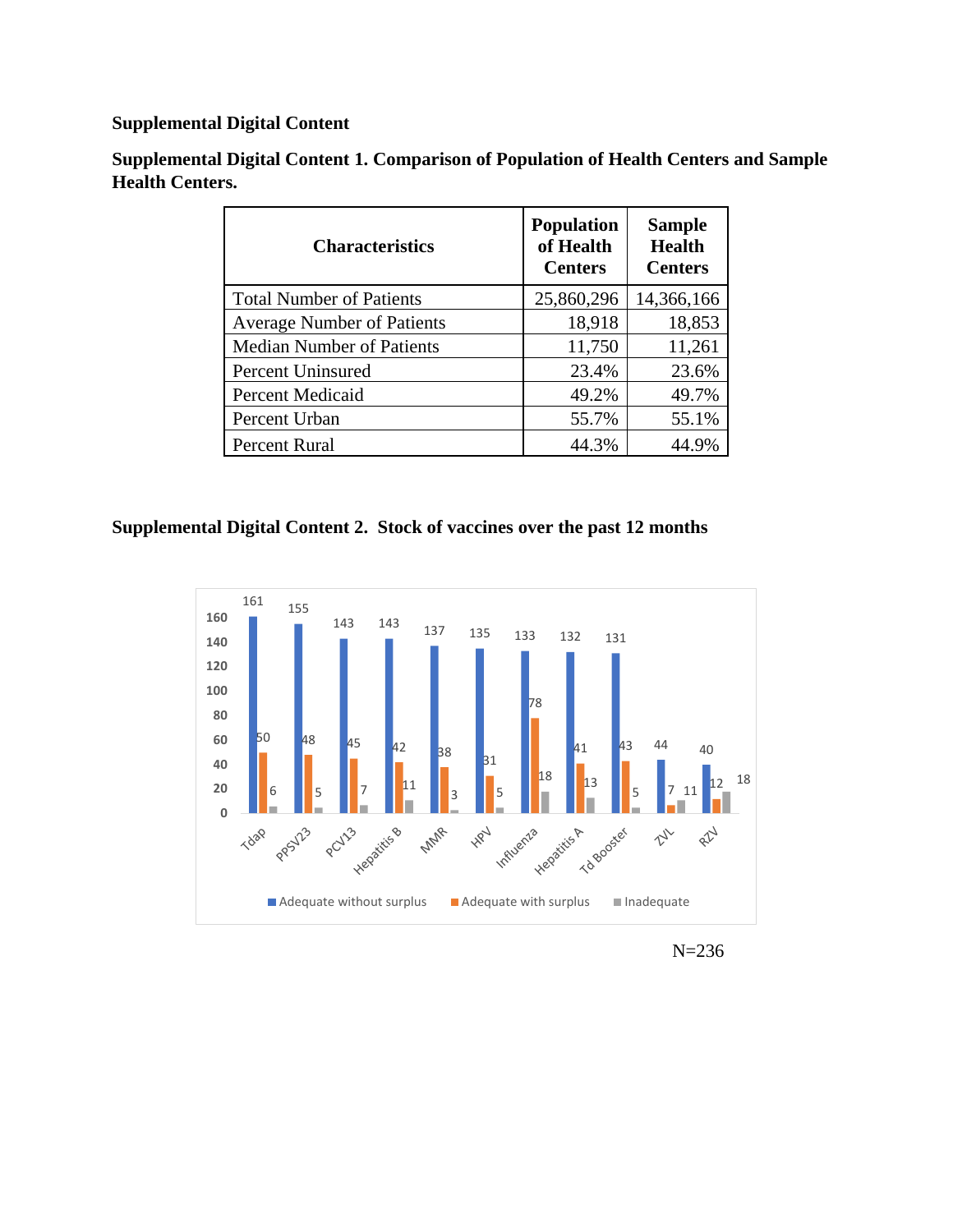**Supplemental Digital Content**

**Supplemental Digital Content 1. Comparison of Population of Health Centers and Sample Health Centers.**

| Characteristics | Population of Health Centers | Sample Health Centers |
|---|---|---|
| Total Number of Patients | 25,860,296 | 14,366,166 |
| Average Number of Patients | 18,918 | 18,853 |
| Median Number of Patients | 11,750 | 11,261 |
| Percent Uninsured | 23.4% | 23.6% |
| Percent Medicaid | 49.2% | 49.7% |
| Percent Urban | 55.7% | 55.1% |
| Percent Rural | 44.3% | 44.9% |

**Supplemental Digital Content 2. Stock of vaccines over the past 12 months**

| Vaccine | Adequate without surplus | Adequate with surplus | Inadequate |
|---|---|---|---|
| Tdap | 161 | 50 | 6 |
| PPSV23 | 155 | 48 | 5 |
| PCV13 | 143 | 45 | 7 |
| Hepatitis B | 143 | 42 | 11 |
| MMR | 137 | 38 | 3 |
| HPV | 135 | 31 | 5 |
| Influenza | 133 | 78 | 18 |
| Hepatitis A | 132 | 41 | 13 |
| Td Booster | 131 | 43 | 5 |
| ZVL | 44 | 7 | 11 |
| RZV | 40 | 12 | 18 |

N=236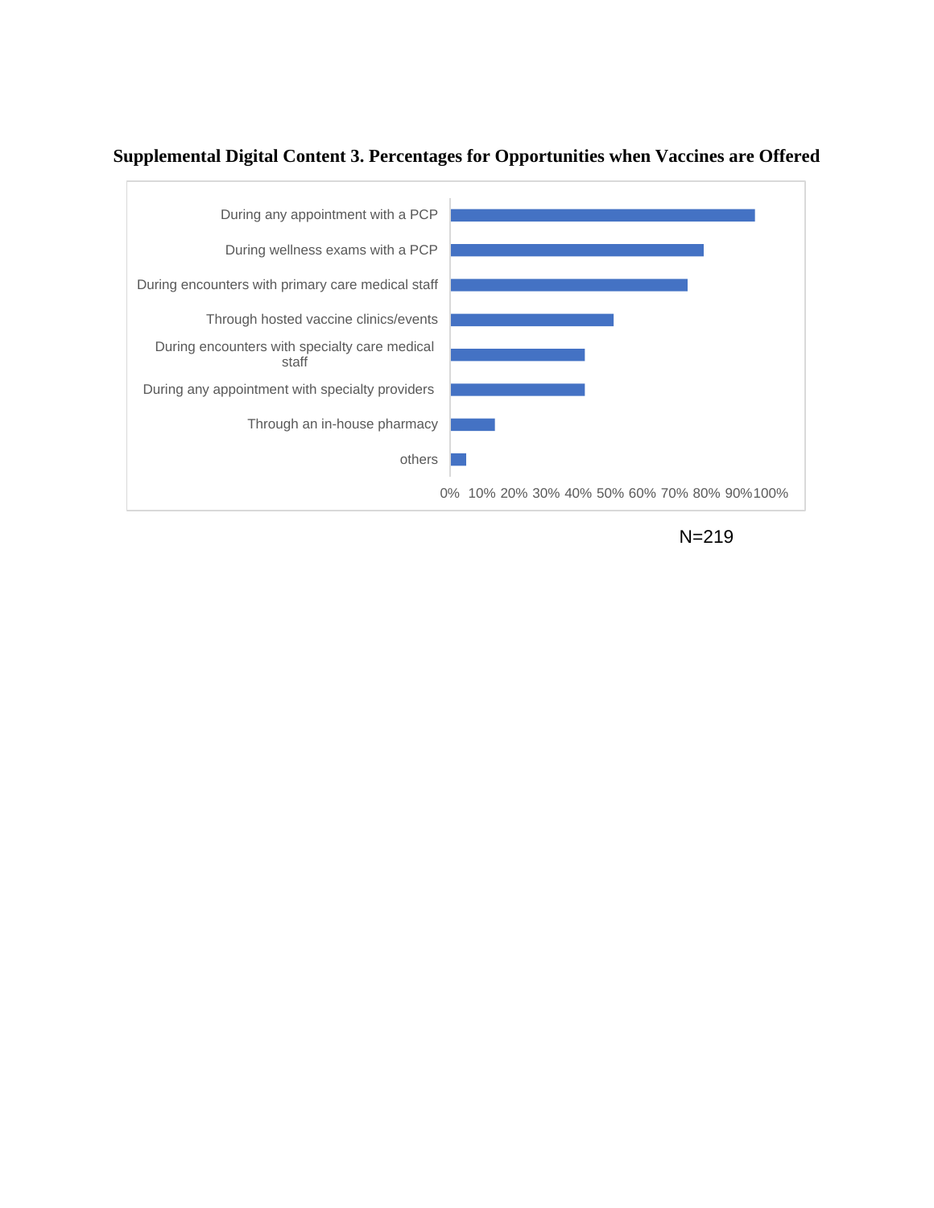**Supplemental Digital Content 3. Percentages for Opportunities when Vaccines are Offered**

| Opportunity |
| --- |
| During any appointment with a PCP |
| During wellness exams with a PCP |
| During encounters with primary care medical staff |
| Through hosted vaccine clinics/events |
| During encounters with specialty care medical staff |
| During any appointment with specialty providers |
| Through an in-house pharmacy |
| others |

0% 10% 20% 30% 40% 50% 60% 70% 80% 90% 100%

N=219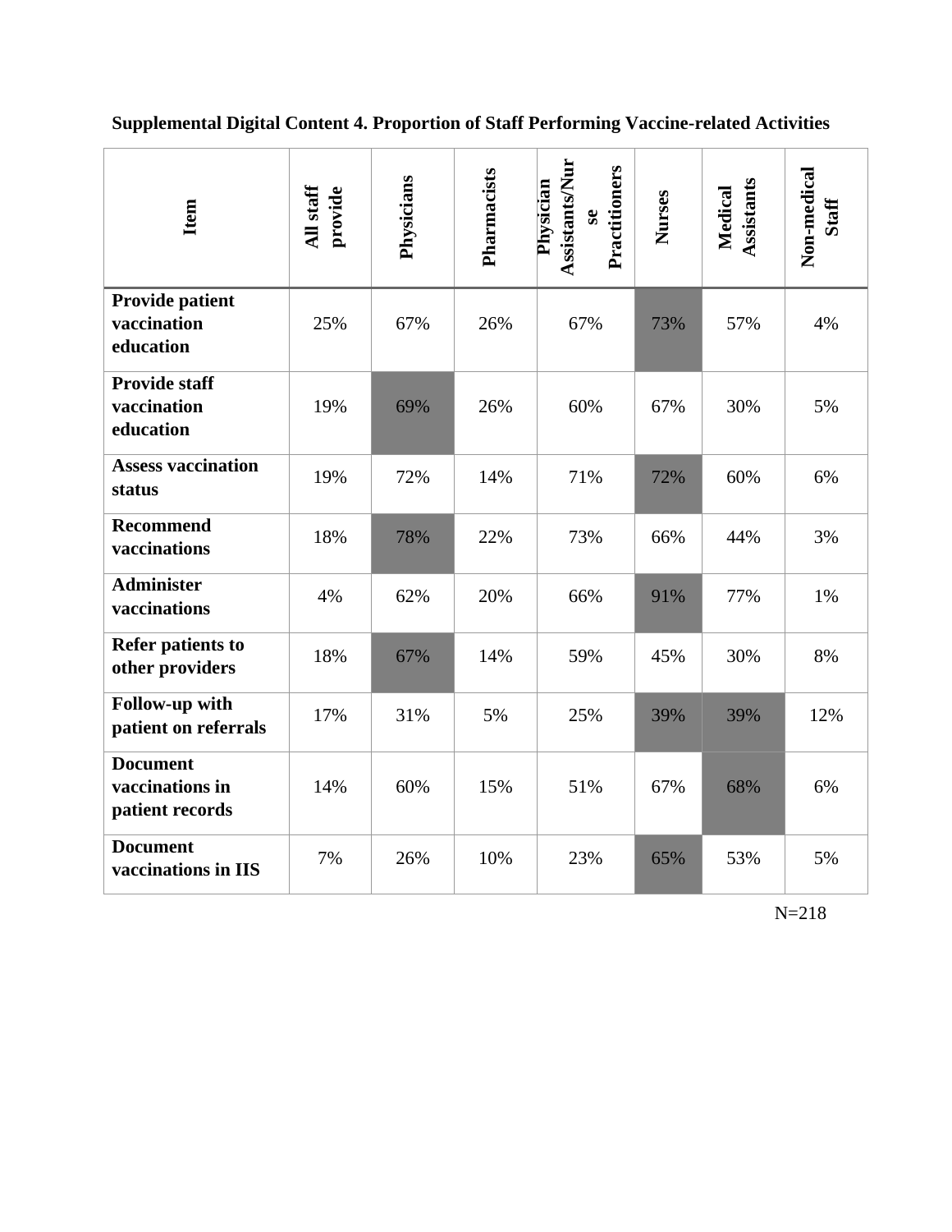**Supplemental Digital Content 4. Proportion of Staff Performing Vaccine-related Activities**

| Item | All staff provide | Physicians | Pharmacists | Physician Assistants/Nurse Practitioners | Nurses | Medical Assistants | Non-medical Staff |
|---|---|---|---|---|---|---|---|
| **Provide patient vaccination education** | 25% | 67% | 26% | 67% | 73% | 57% | 4% |
| **Provide staff vaccination education** | 19% | 69% | 26% | 60% | 67% | 30% | 5% |
| **Assess vaccination status** | 19% | 72% | 14% | 71% | 72% | 60% | 6% |
| **Recommend vaccinations** | 18% | 78% | 22% | 73% | 66% | 44% | 3% |
| **Administer vaccinations** | 4% | 62% | 20% | 66% | 91% | 77% | 1% |
| **Refer patients to other providers** | 18% | 67% | 14% | 59% | 45% | 30% | 8% |
| **Follow-up with patient on referrals** | 17% | 31% | 5% | 25% | 39% | 39% | 12% |
| **Document vaccinations in patient records** | 14% | 60% | 15% | 51% | 67% | 68% | 6% |
| **Document vaccinations in IIS** | 7% | 26% | 10% | 23% | 65% | 53% | 5% |

N=218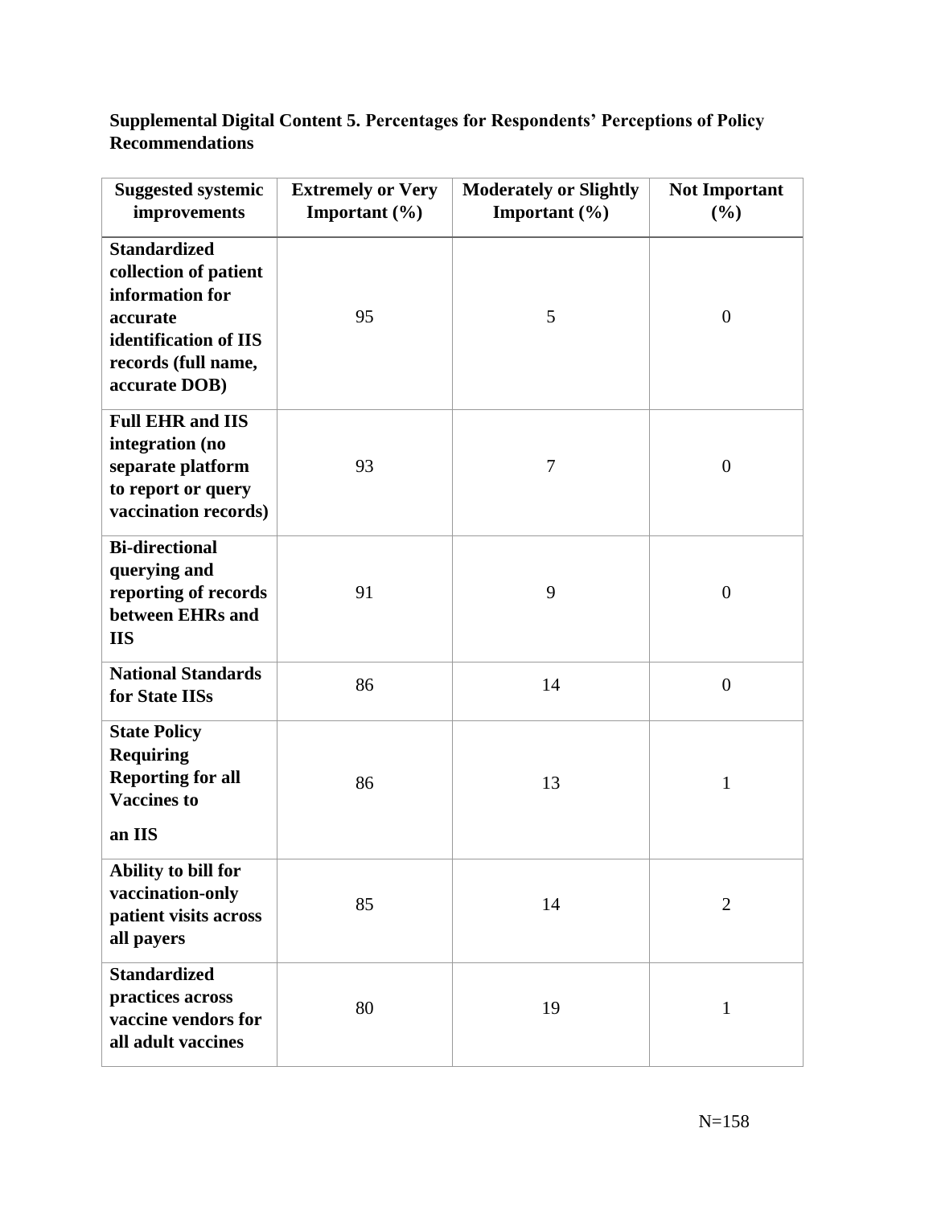**Supplemental Digital Content 5. Percentages for Respondents' Perceptions of Policy Recommendations**

| Suggested systemic improvements | Extremely or Very Important (%) | Moderately or Slightly Important (%) | Not Important (%) |
|---|---|---|---|
| **Standardized collection of patient information for accurate identification of IIS records (full name, accurate DOB)** | 95 | 5 | 0 |
| **Full EHR and IIS integration (no separate platform to report or query vaccination records)** | 93 | 7 | 0 |
| **Bi-directional querying and reporting of records between EHRs and IIS** | 91 | 9 | 0 |
| **National Standards for State IISs** | 86 | 14 | 0 |
| **State Policy Requiring Reporting for all Vaccines to an IIS** | 86 | 13 | 1 |
| **Ability to bill for vaccination-only patient visits across all payers** | 85 | 14 | 2 |
| **Standardized practices across vaccine vendors for all adult vaccines** | 80 | 19 | 1 |

N=158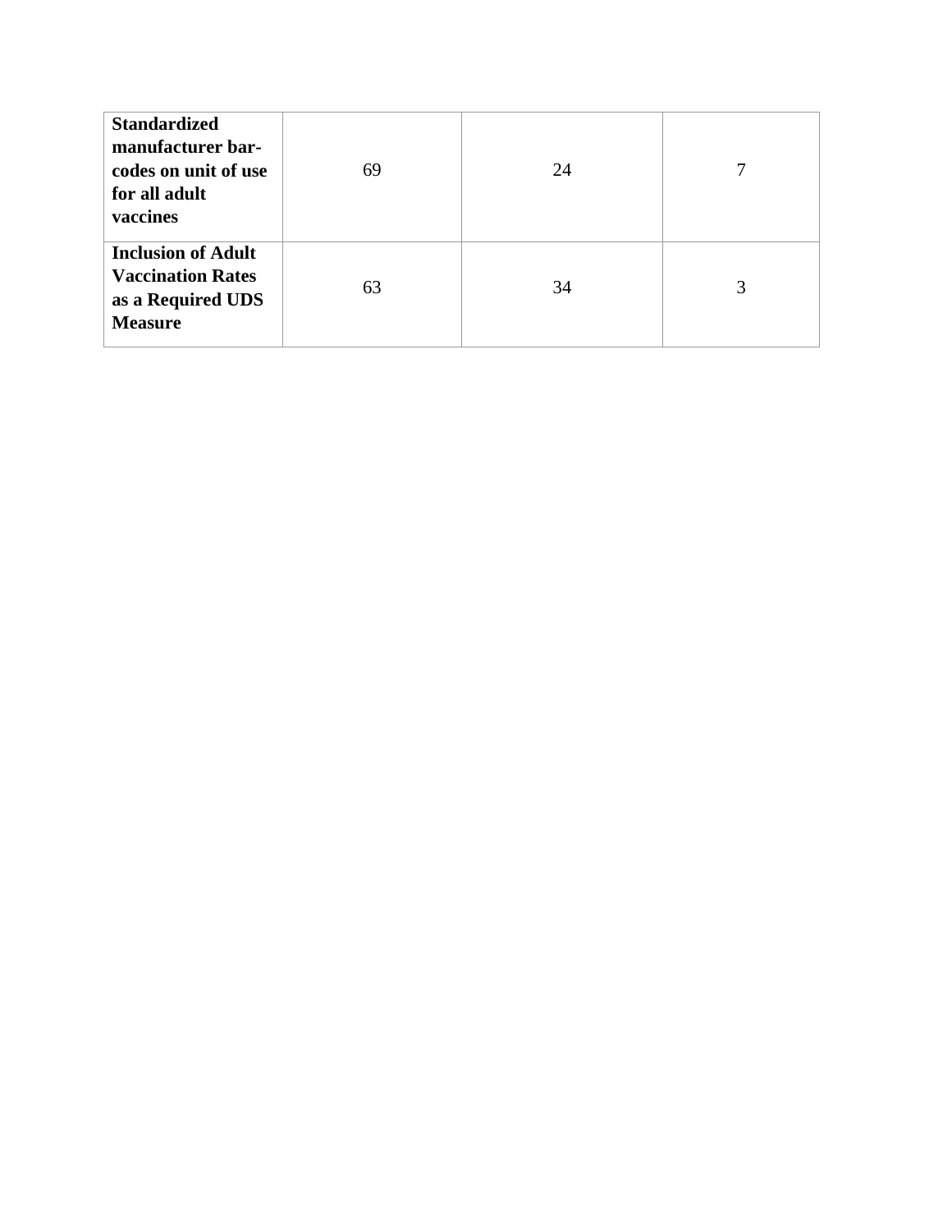| | | | |
|---|---|---|---|
| **Standardized manufacturer bar-codes on unit of use for all adult vaccines** | 69 | 24 | 7 |
| **Inclusion of Adult Vaccination Rates as a Required UDS Measure** | 63 | 34 | 3 |